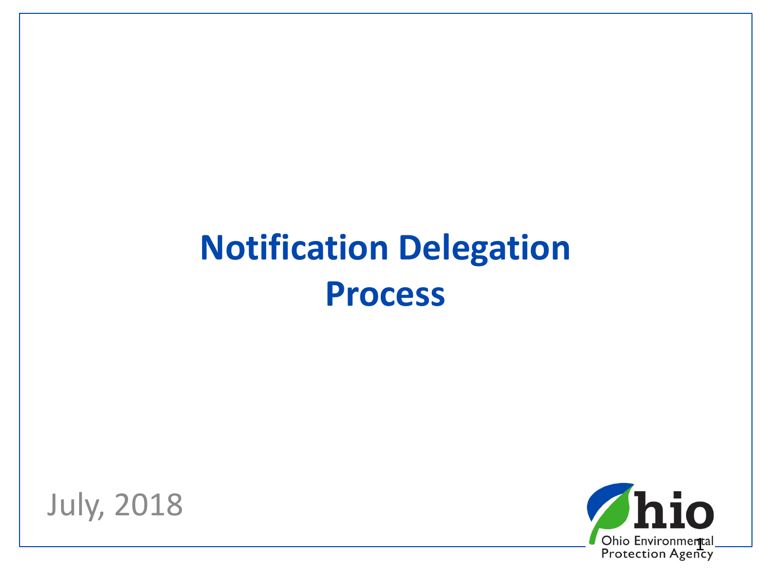# Notification Delegation Process

July, 2018

Ohio Environmental Protection Agency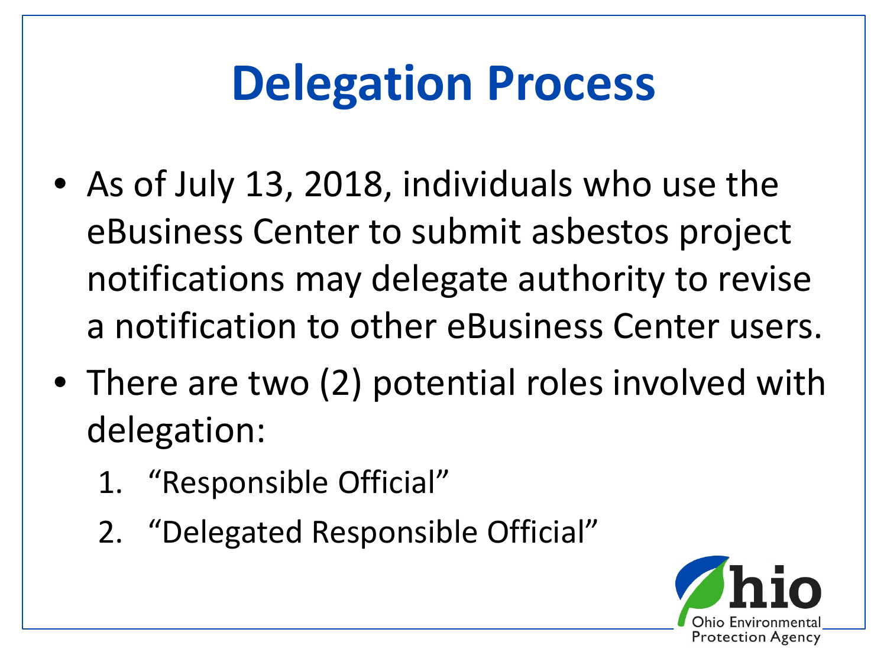# Delegation Process

- As of July 13, 2018, individuals who use the eBusiness Center to submit asbestos project notifications may delegate authority to revise a notification to other eBusiness Center users.
- There are two (2) potential roles involved with delegation:
  1. "Responsible Official"
  2. "Delegated Responsible Official"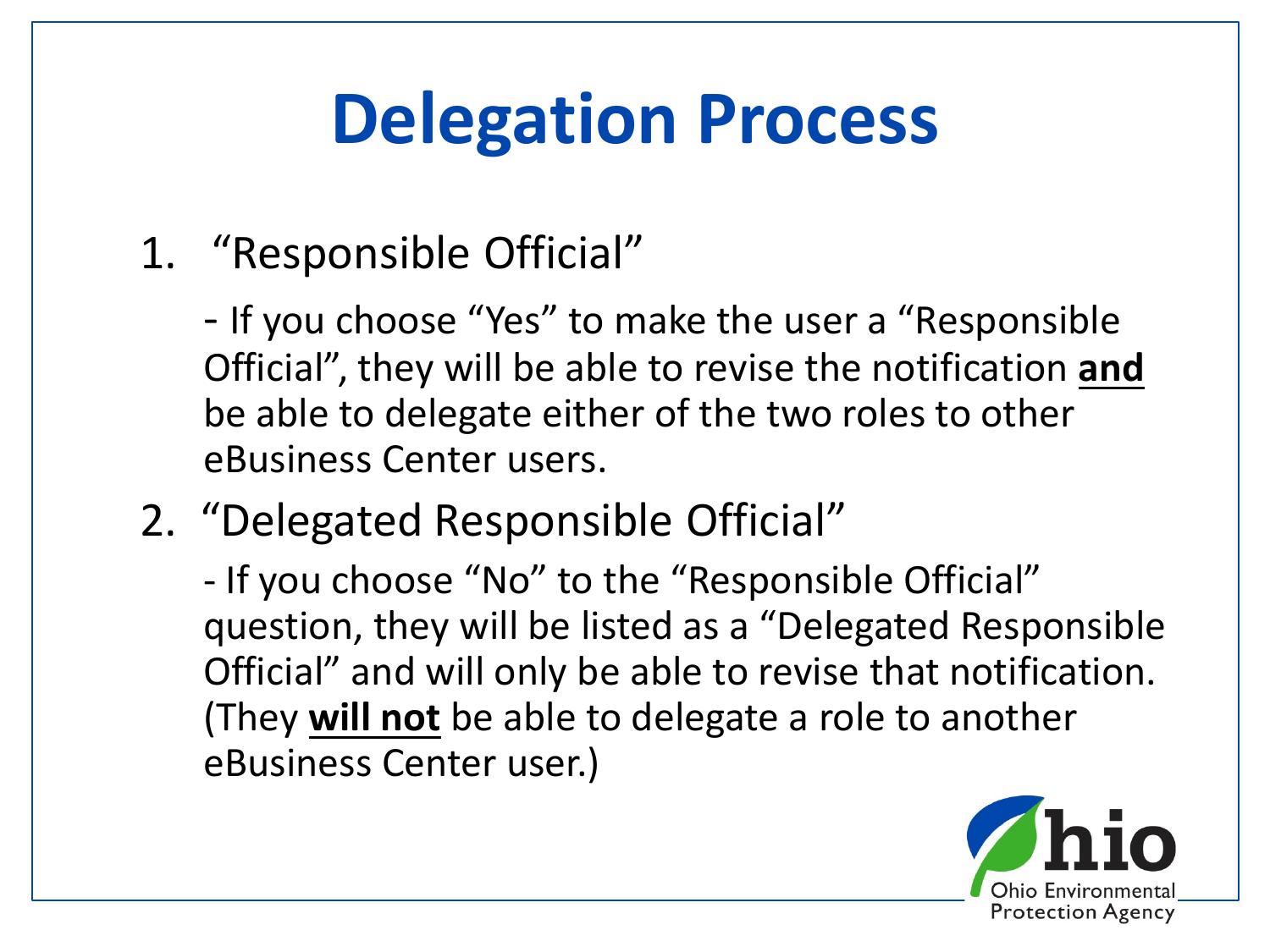# Delegation Process

1. "Responsible Official"

   - If you choose "Yes" to make the user a "Responsible Official", they will be able to revise the notification **and** be able to delegate either of the two roles to other eBusiness Center users.

2. "Delegated Responsible Official"

   - If you choose "No" to the "Responsible Official" question, they will be listed as a "Delegated Responsible Official" and will only be able to revise that notification. (They **will not** be able to delegate a role to another eBusiness Center user.)

Ohio Environmental Protection Agency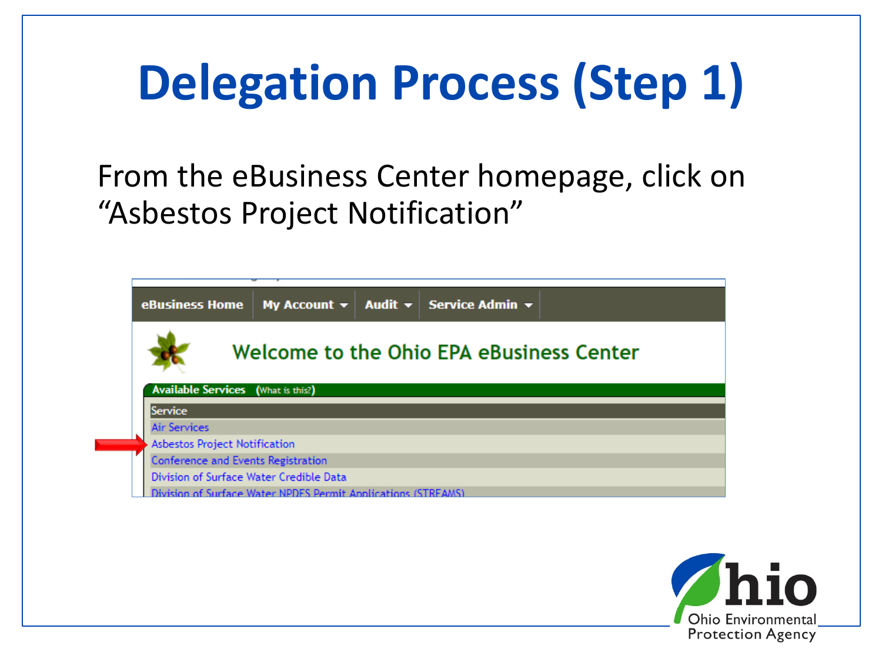# Delegation Process (Step 1)

From the eBusiness Center homepage, click on "Asbestos Project Notification"

eBusiness Home | My Account | Audit | Service Admin

Welcome to the Ohio EPA eBusiness Center

Available Services (What is this?)

| Service |
| --- |
| Air Services |
| Asbestos Project Notification |
| Conference and Events Registration |
| Division of Surface Water Credible Data |
| Division of Surface Water NPDES Permit Applications (STREAMS) |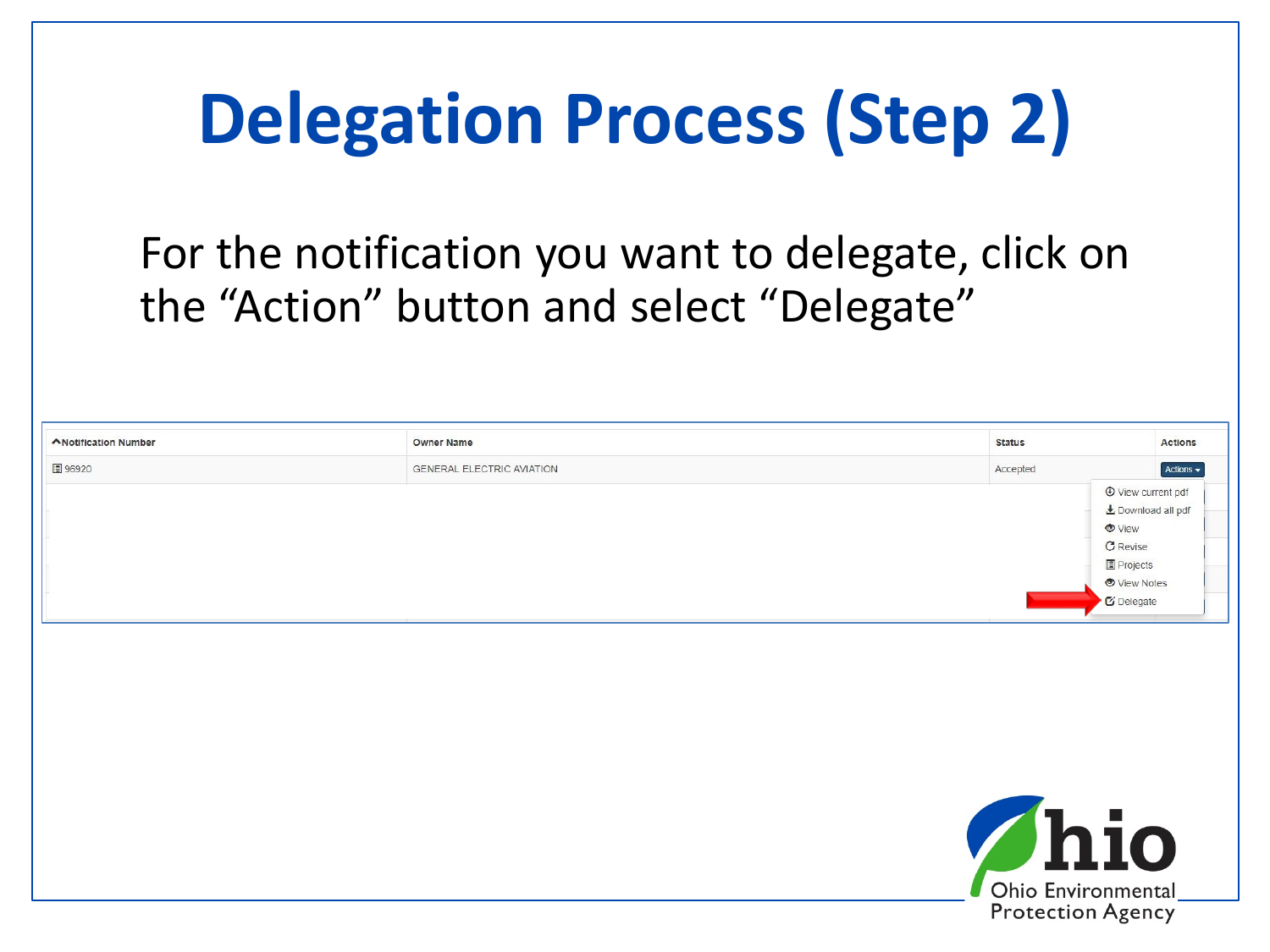# Delegation Process (Step 2)

For the notification you want to delegate, click on the “Action” button and select “Delegate”

| ^Notification Number | Owner Name | Status | Actions |
| --- | --- | --- | --- |
| 96920 | GENERAL ELECTRIC AVIATION | Accepted | Actions ▾ |

- View current pdf
- Download all pdf
- View
- Revise
- Projects
- View Notes
- Delegate

Ohio Environmental Protection Agency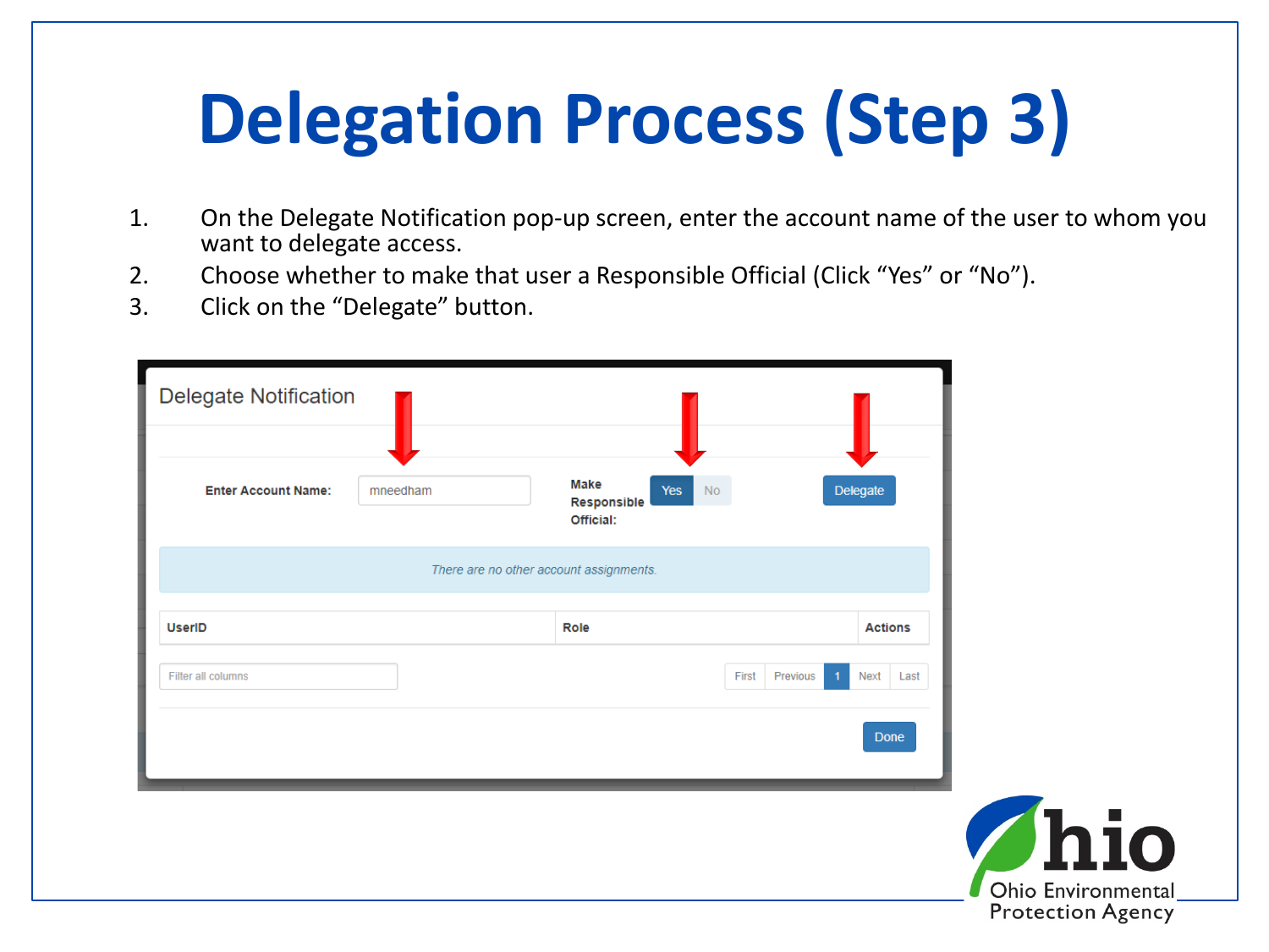# Delegation Process (Step 3)

1. On the Delegate Notification pop-up screen, enter the account name of the user to whom you want to delegate access.
2. Choose whether to make that user a Responsible Official (Click "Yes" or "No").
3. Click on the "Delegate" button.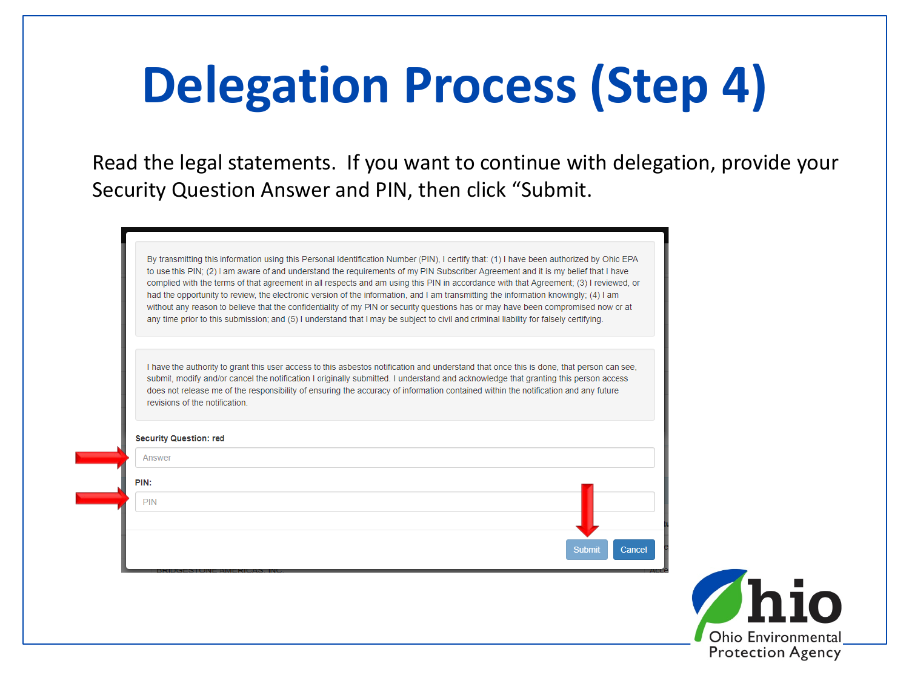# Delegation Process (Step 4)

Read the legal statements. If you want to continue with delegation, provide your Security Question Answer and PIN, then click "Submit.

By transmitting this information using this Personal Identification Number (PIN), I certify that: (1) I have been authorized by Ohio EPA to use this PIN; (2) I am aware of and understand the requirements of my PIN Subscriber Agreement and it is my belief that I have complied with the terms of that agreement in all respects and am using this PIN in accordance with that Agreement; (3) I reviewed, or had the opportunity to review, the electronic version of the information, and I am transmitting the information knowingly; (4) I am without any reason to believe that the confidentiality of my PIN or security questions has or may have been compromised now or at any time prior to this submission; and (5) I understand that I may be subject to civil and criminal liability for falsely certifying.

I have the authority to grant this user access to this asbestos notification and understand that once this is done, that person can see, submit, modify and/or cancel the notification I originally submitted. I understand and acknowledge that granting this person access does not release me of the responsibility of ensuring the accuracy of information contained within the notification and any future revisions of the notification.

**Security Question: red**

Answer

**PIN:**

PIN

Submit Cancel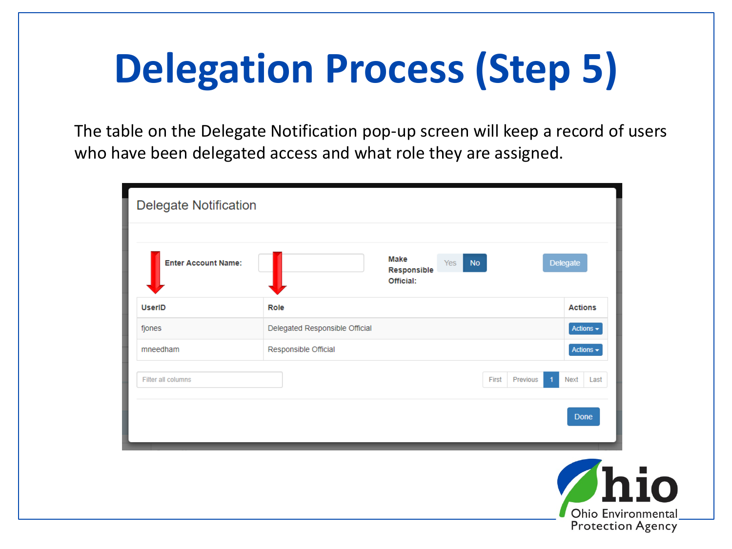# Delegation Process (Step 5)

The table on the Delegate Notification pop-up screen will keep a record of users who have been delegated access and what role they are assigned.

**Delegate Notification**

**Enter Account Name:** [ ] **Make Responsible Official:** Yes / No [Delegate]

| UserID | Role | Actions |
| --- | --- | --- |
| fjones | Delegated Responsible Official | Actions |
| mneedham | Responsible Official | Actions |

Filter all columns

First | Previous | 1 | Next | Last

Done

Ohio Environmental Protection Agency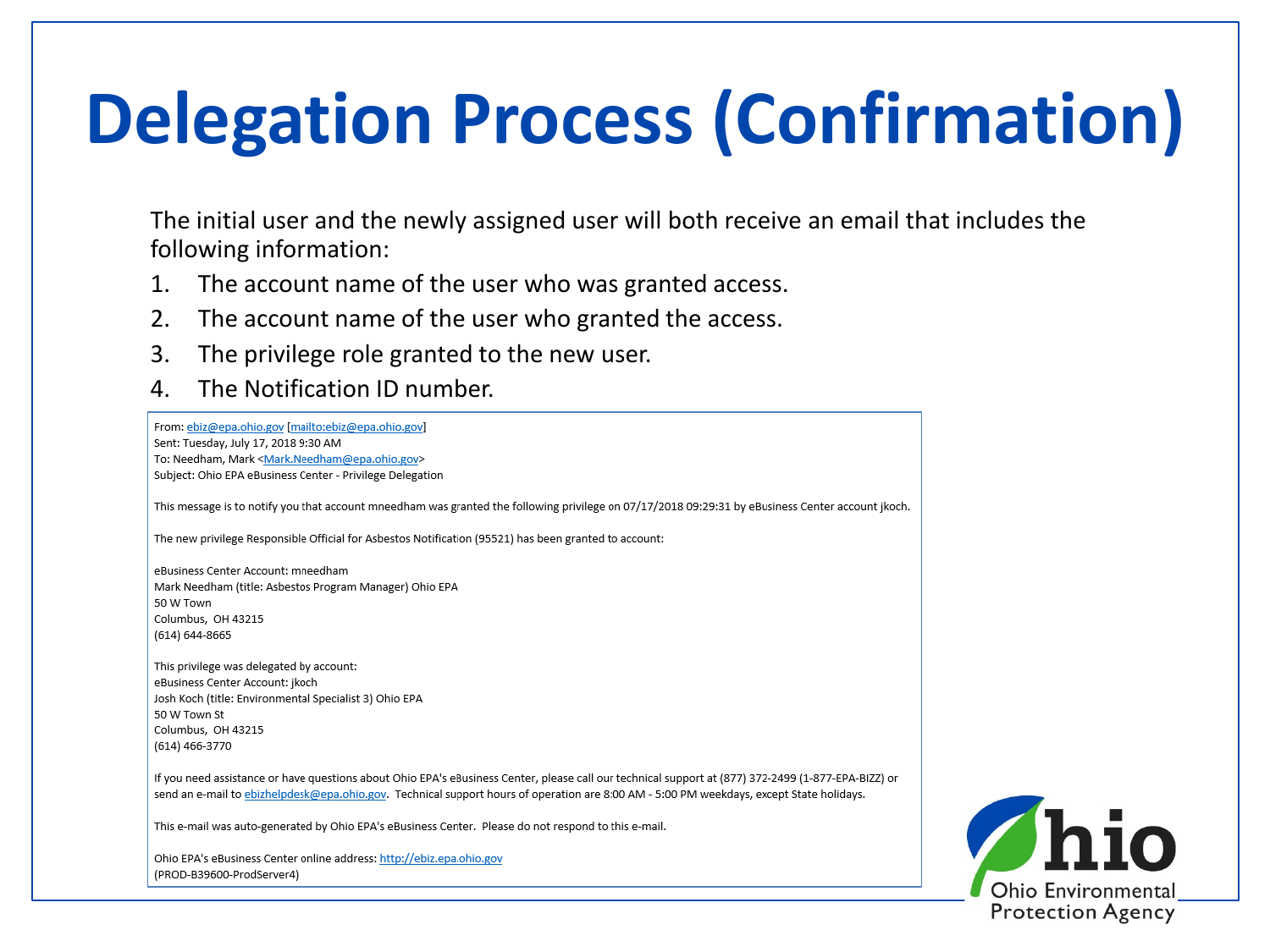# Delegation Process (Confirmation)

The initial user and the newly assigned user will both receive an email that includes the following information:

1. The account name of the user who was granted access.
2. The account name of the user who granted the access.
3. The privilege role granted to the new user.
4. The Notification ID number.

From: ebiz@epa.ohio.gov [mailto:ebiz@epa.ohio.gov]
Sent: Tuesday, July 17, 2018 9:30 AM
To: Needham, Mark <Mark.Needham@epa.ohio.gov>
Subject: Ohio EPA eBusiness Center - Privilege Delegation

This message is to notify you that account mneedham was granted the following privilege on 07/17/2018 09:29:31 by eBusiness Center account jkoch.

The new privilege Responsible Official for Asbestos Notification (95521) has been granted to account:

eBusiness Center Account: mneedham
Mark Needham (title: Asbestos Program Manager) Ohio EPA
50 W Town
Columbus, OH 43215
(614) 644-8665

This privilege was delegated by account:
eBusiness Center Account: jkoch
Josh Koch (title: Environmental Specialist 3) Ohio EPA
50 W Town St
Columbus, OH 43215
(614) 466-3770

If you need assistance or have questions about Ohio EPA's eBusiness Center, please call our technical support at (877) 372-2499 (1-877-EPA-BIZZ) or send an e-mail to ebizhelpdesk@epa.ohio.gov. Technical support hours of operation are 8:00 AM - 5:00 PM weekdays, except State holidays.

This e-mail was auto-generated by Ohio EPA's eBusiness Center. Please do not respond to this e-mail.

Ohio EPA's eBusiness Center online address: http://ebiz.epa.ohio.gov
(PROD-B39600-ProdServer4)

Ohio Environmental Protection Agency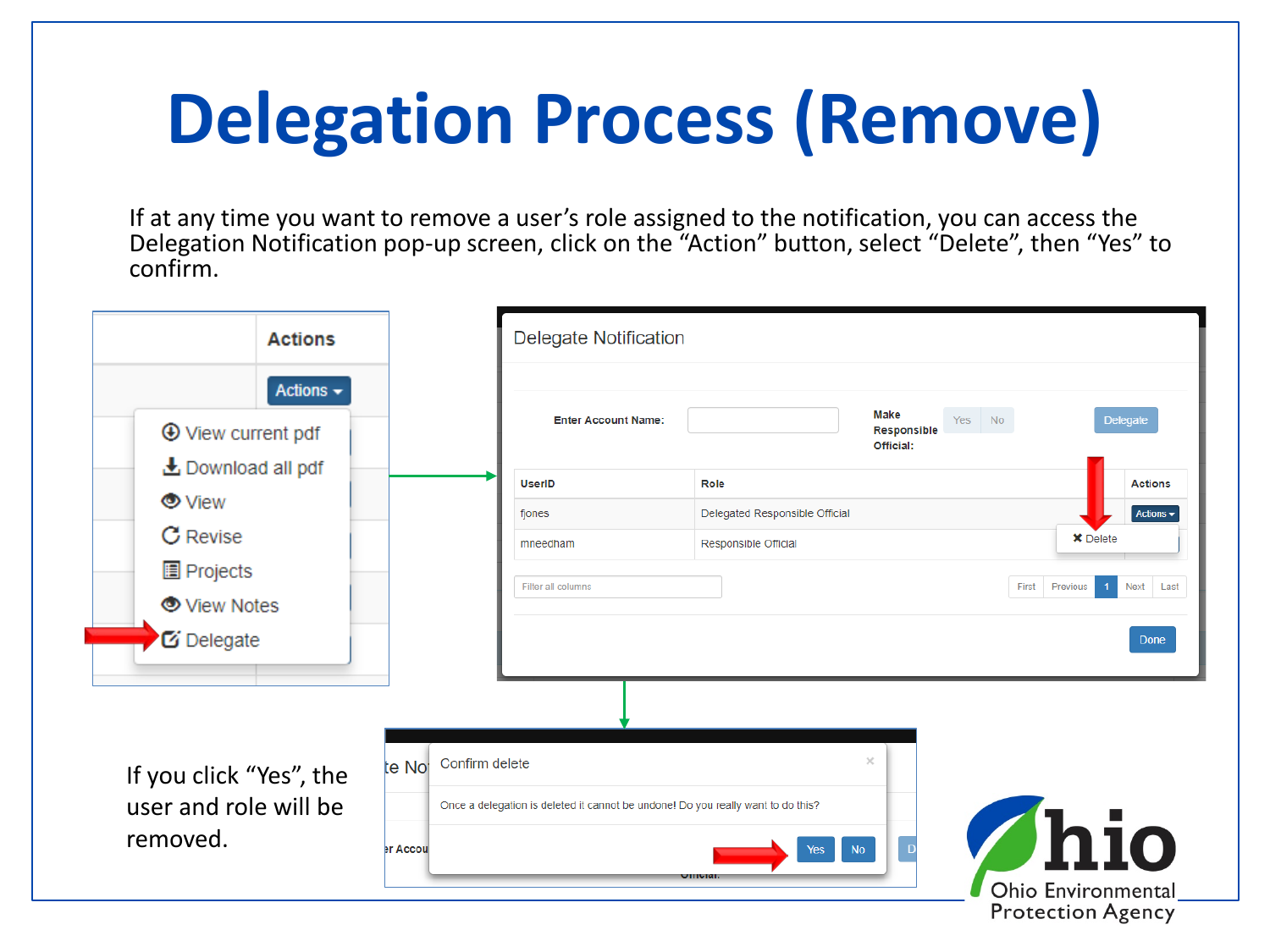# Delegation Process (Remove)

If at any time you want to remove a user's role assigned to the notification, you can access the Delegation Notification pop-up screen, click on the "Action" button, select "Delete", then "Yes" to confirm.

If you click "Yes", the user and role will be removed.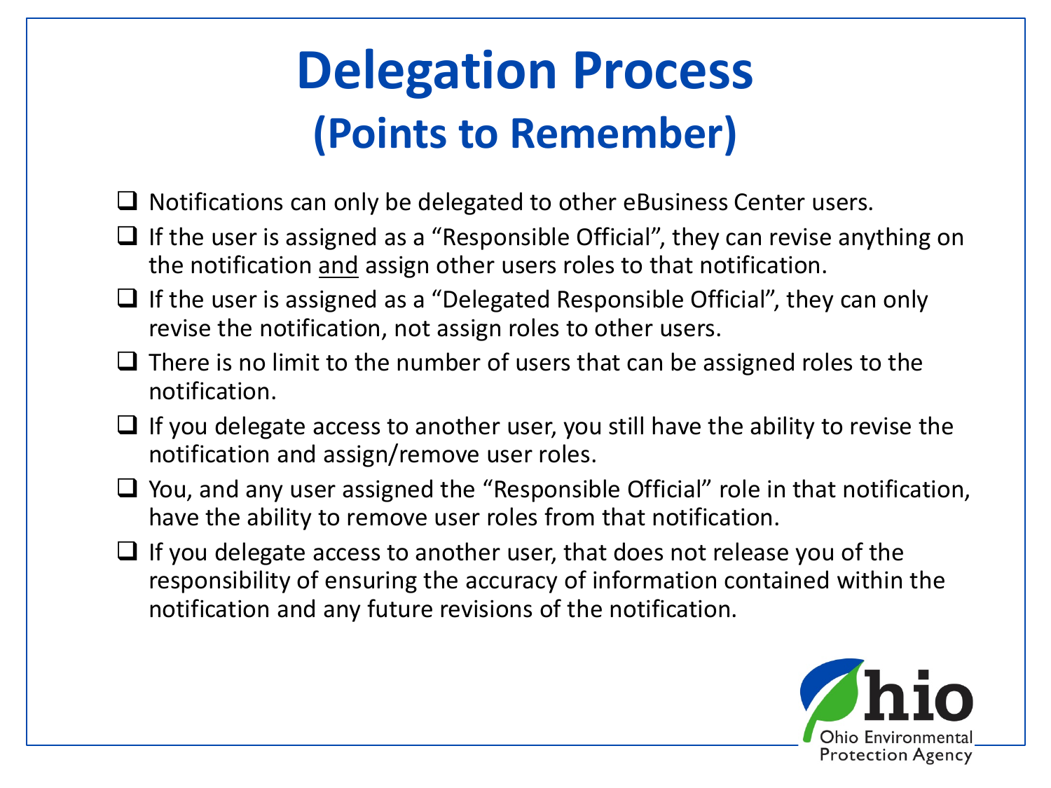# Delegation Process
## (Points to Remember)

- Notifications can only be delegated to other eBusiness Center users.
- If the user is assigned as a "Responsible Official", they can revise anything on the notification and assign other users roles to that notification.
- If the user is assigned as a "Delegated Responsible Official", they can only revise the notification, not assign roles to other users.
- There is no limit to the number of users that can be assigned roles to the notification.
- If you delegate access to another user, you still have the ability to revise the notification and assign/remove user roles.
- You, and any user assigned the "Responsible Official" role in that notification, have the ability to remove user roles from that notification.
- If you delegate access to another user, that does not release you of the responsibility of ensuring the accuracy of information contained within the notification and any future revisions of the notification.

Ohio Environmental Protection Agency